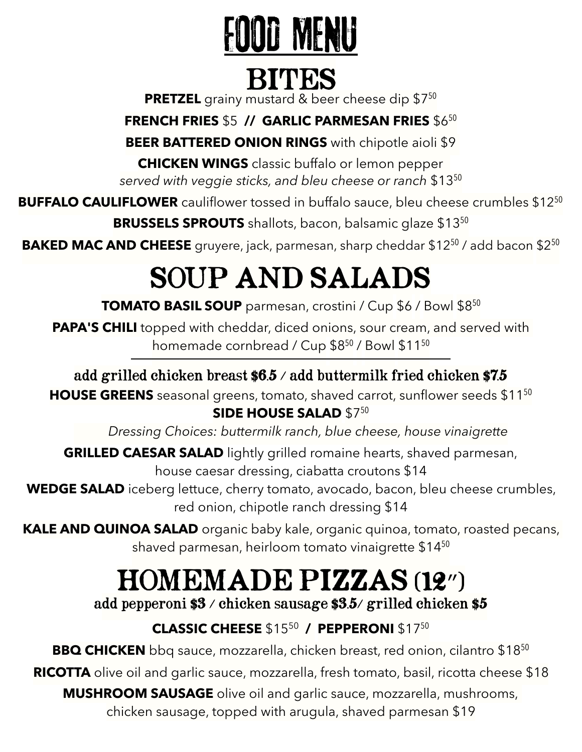# FOOD MENU

## BITES

**PRETZEL** grainy mustard & beer cheese dip $7⁵⁰

**FRENCH FRIES** $5 // **GARLIC PARMESAN FRIES** $6⁵⁰

**BEER BATTERED ONION RINGS** with chipotle aioli $9

**CHICKEN WINGS** classic buffalo or lemon pepper
*served with veggie sticks, and bleu cheese or ranch* $13⁵⁰

**BUFFALO CAULIFLOWER** cauliflower tossed in buffalo sauce, bleu cheese crumbles $12⁵⁰

**BRUSSELS SPROUTS** shallots, bacon, balsamic glaze $13⁵⁰

**BAKED MAC AND CHEESE** gruyere, jack, parmesan, sharp cheddar $12⁵⁰ / add bacon $2⁵⁰

## SOUP AND SALADS

**TOMATO BASIL SOUP** parmesan, crostini / Cup $6 / Bowl $8⁵⁰

**PAPA'S CHILI** topped with cheddar, diced onions, sour cream, and served with homemade cornbread / Cup $8⁵⁰ / Bowl $11⁵⁰

---

**add grilled chicken breast $6.5 / add buttermilk fried chicken $7.5**

**HOUSE GREENS** seasonal greens, tomato, shaved carrot, sunflower seeds $11⁵⁰

**SIDE HOUSE SALAD** $7⁵⁰

*Dressing Choices: buttermilk ranch, blue cheese, house vinaigrette*

**GRILLED CAESAR SALAD** lightly grilled romaine hearts, shaved parmesan, house caesar dressing, ciabatta croutons $14

**WEDGE SALAD** iceberg lettuce, cherry tomato, avocado, bacon, bleu cheese crumbles, red onion, chipotle ranch dressing $14

**KALE AND QUINOA SALAD** organic baby kale, organic quinoa, tomato, roasted pecans, shaved parmesan, heirloom tomato vinaigrette $14⁵⁰

## HOMEMADE PIZZAS (12")

**add pepperoni $3 / chicken sausage $3.5/ grilled chicken $5**

**CLASSIC CHEESE** $15⁵⁰ / **PEPPERONI** $17⁵⁰

**BBQ CHICKEN** bbq sauce, mozzarella, chicken breast, red onion, cilantro $18⁵⁰

**RICOTTA** olive oil and garlic sauce, mozzarella, fresh tomato, basil, ricotta cheese $18

**MUSHROOM SAUSAGE** olive oil and garlic sauce, mozzarella, mushrooms, chicken sausage, topped with arugula, shaved parmesan $19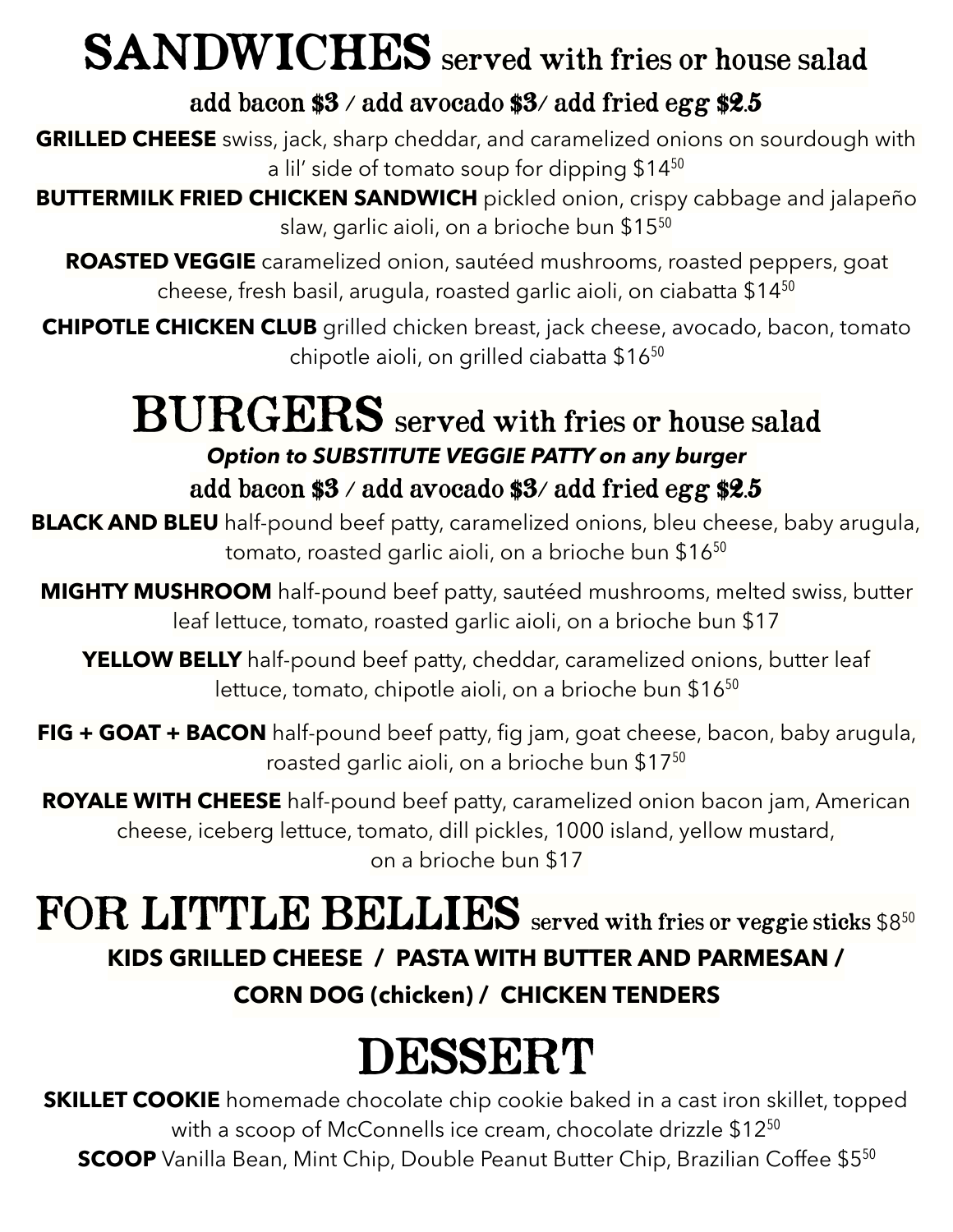# SANDWICHES served with fries or house salad

**add bacon $3 / add avocado $3/ add fried egg $2.5**

**GRILLED CHEESE** swiss, jack, sharp cheddar, and caramelized onions on sourdough with a lil' side of tomato soup for dipping $14[50]

**BUTTERMILK FRIED CHICKEN SANDWICH** pickled onion, crispy cabbage and jalapeño slaw, garlic aioli, on a brioche bun $15[50]

**ROASTED VEGGIE** caramelized onion, sautéed mushrooms, roasted peppers, goat cheese, fresh basil, arugula, roasted garlic aioli, on ciabatta $14[50]

**CHIPOTLE CHICKEN CLUB** grilled chicken breast, jack cheese, avocado, bacon, tomato chipotle aioli, on grilled ciabatta $16[50]

# BURGERS served with fries or house salad

***Option to SUBSTITUTE VEGGIE PATTY on any burger***

**add bacon $3 / add avocado $3/ add fried egg $2.5**

**BLACK AND BLEU** half-pound beef patty, caramelized onions, bleu cheese, baby arugula, tomato, roasted garlic aioli, on a brioche bun $16[50]

**MIGHTY MUSHROOM** half-pound beef patty, sautéed mushrooms, melted swiss, butter leaf lettuce, tomato, roasted garlic aioli, on a brioche bun $17

**YELLOW BELLY** half-pound beef patty, cheddar, caramelized onions, butter leaf lettuce, tomato, chipotle aioli, on a brioche bun $16[50]

**FIG + GOAT + BACON** half-pound beef patty, fig jam, goat cheese, bacon, baby arugula, roasted garlic aioli, on a brioche bun $17[50]

**ROYALE WITH CHEESE** half-pound beef patty, caramelized onion bacon jam, American cheese, iceberg lettuce, tomato, dill pickles, 1000 island, yellow mustard, on a brioche bun $17

# FOR LITTLE BELLIES served with fries or veggie sticks $8[50]

**KIDS GRILLED CHEESE / PASTA WITH BUTTER AND PARMESAN / CORN DOG (chicken) / CHICKEN TENDERS**

# DESSERT

**SKILLET COOKIE** homemade chocolate chip cookie baked in a cast iron skillet, topped with a scoop of McConnells ice cream, chocolate drizzle $12[50]

**SCOOP** Vanilla Bean, Mint Chip, Double Peanut Butter Chip, Brazilian Coffee $5[50]